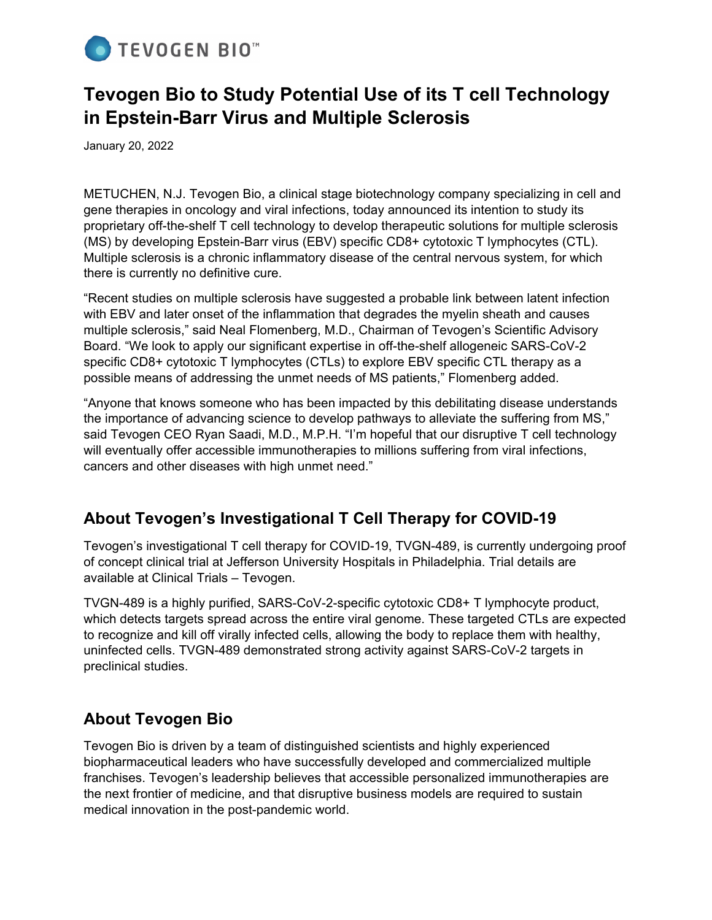# Tevogen Bio to Study Potential Use of its T cell Technology in Epstein-Barr Virus and Multiple Sclerosis

January 20, 2022

METUCHEN, N.J. Tevogen Bio, a clinical stage biotechnology company specializing in cell and gene therapies in oncology and viral infections, today announced its intention to study its proprietary off-the-shelf T cell technology to develop therapeutic solutions for multiple sclerosis (MS) by developing Epstein-Barr virus (EBV) specific CD8+ cytotoxic T lymphocytes (CTL). Multiple sclerosis is a chronic inflammatory disease of the central nervous system, for which there is currently no definitive cure.

“Recent studies on multiple sclerosis have suggested a probable link between latent infection with EBV and later onset of the inflammation that degrades the myelin sheath and causes multiple sclerosis,” said Neal Flomenberg, M.D., Chairman of Tevogen’s Scientific Advisory Board. “We look to apply our significant expertise in off-the-shelf allogeneic SARS-CoV-2 specific CD8+ cytotoxic T lymphocytes (CTLs) to explore EBV specific CTL therapy as a possible means of addressing the unmet needs of MS patients,” Flomenberg added.

“Anyone that knows someone who has been impacted by this debilitating disease understands the importance of advancing science to develop pathways to alleviate the suffering from MS,” said Tevogen CEO Ryan Saadi, M.D., M.P.H. “I’m hopeful that our disruptive T cell technology will eventually offer accessible immunotherapies to millions suffering from viral infections, cancers and other diseases with high unmet need.”

## About Tevogen’s Investigational T Cell Therapy for COVID-19

Tevogen’s investigational T cell therapy for COVID-19, TVGN-489, is currently undergoing proof of concept clinical trial at Jefferson University Hospitals in Philadelphia. Trial details are available at Clinical Trials – Tevogen.

TVGN-489 is a highly purified, SARS-CoV-2-specific cytotoxic CD8+ T lymphocyte product, which detects targets spread across the entire viral genome. These targeted CTLs are expected to recognize and kill off virally infected cells, allowing the body to replace them with healthy, uninfected cells. TVGN-489 demonstrated strong activity against SARS-CoV-2 targets in preclinical studies.

## About Tevogen Bio

Tevogen Bio is driven by a team of distinguished scientists and highly experienced biopharmaceutical leaders who have successfully developed and commercialized multiple franchises. Tevogen’s leadership believes that accessible personalized immunotherapies are the next frontier of medicine, and that disruptive business models are required to sustain medical innovation in the post-pandemic world.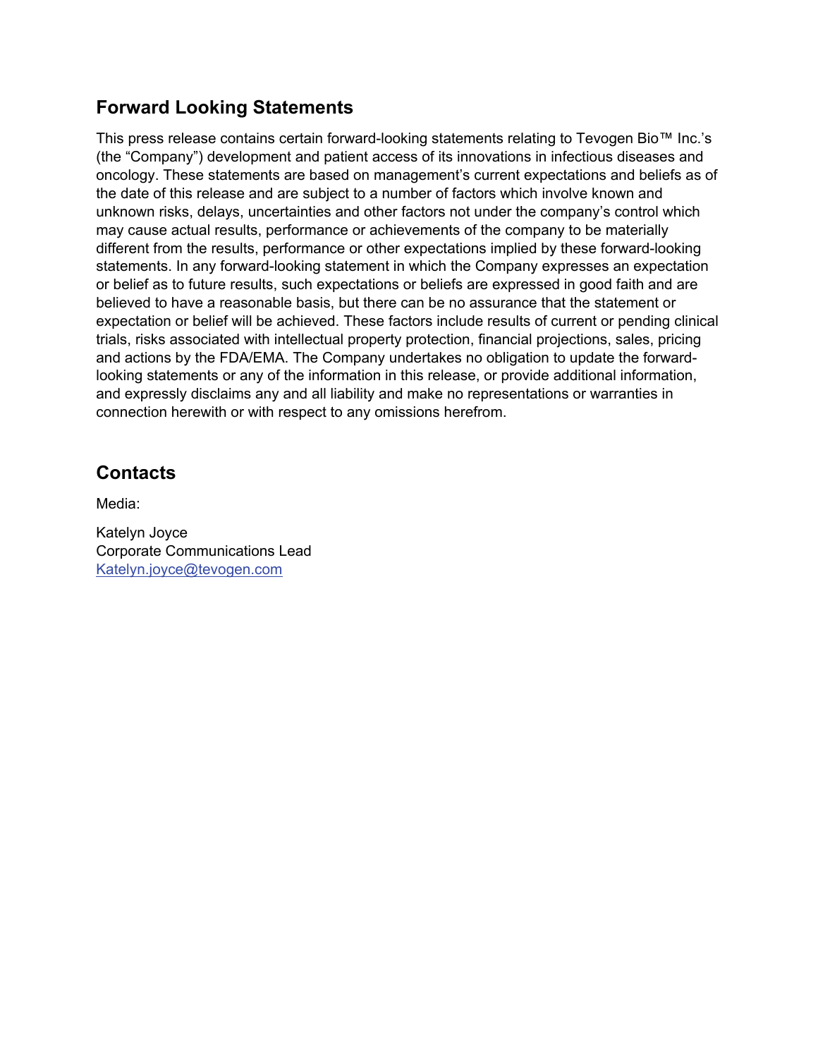## Forward Looking Statements

This press release contains certain forward-looking statements relating to Tevogen Bio™ Inc.'s (the "Company") development and patient access of its innovations in infectious diseases and oncology. These statements are based on management's current expectations and beliefs as of the date of this release and are subject to a number of factors which involve known and unknown risks, delays, uncertainties and other factors not under the company's control which may cause actual results, performance or achievements of the company to be materially different from the results, performance or other expectations implied by these forward-looking statements. In any forward-looking statement in which the Company expresses an expectation or belief as to future results, such expectations or beliefs are expressed in good faith and are believed to have a reasonable basis, but there can be no assurance that the statement or expectation or belief will be achieved. These factors include results of current or pending clinical trials, risks associated with intellectual property protection, financial projections, sales, pricing and actions by the FDA/EMA. The Company undertakes no obligation to update the forward-looking statements or any of the information in this release, or provide additional information, and expressly disclaims any and all liability and make no representations or warranties in connection herewith or with respect to any omissions herefrom.

## Contacts

Media:

Katelyn Joyce
Corporate Communications Lead
Katelyn.joyce@tevogen.com